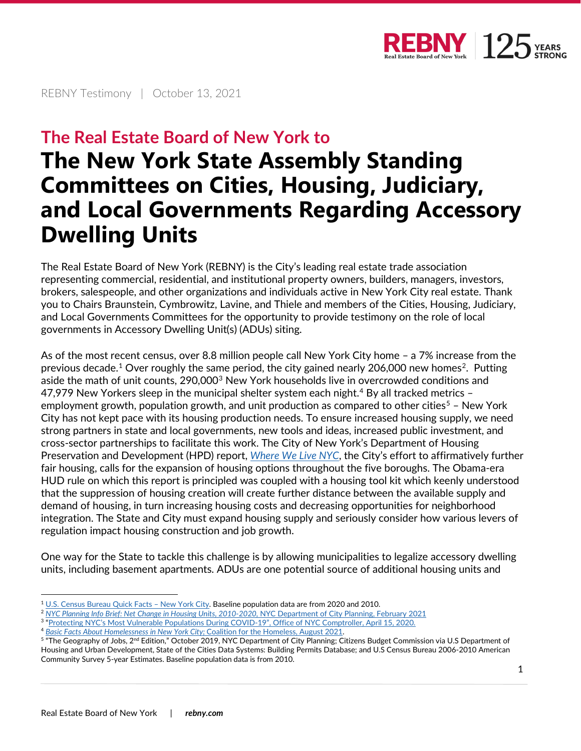REBNY Testimony | October 13, 2021

## The Real Estate Board of New York to

# The New York State Assembly Standing Committees on Cities, Housing, Judiciary, and Local Governments Regarding Accessory Dwelling Units

The Real Estate Board of New York (REBNY) is the City's leading real estate trade association representing commercial, residential, and institutional property owners, builders, managers, investors, brokers, salespeople, and other organizations and individuals active in New York City real estate. Thank you to Chairs Braunstein, Cymbrowitz, Lavine, and Thiele and members of the Cities, Housing, Judiciary, and Local Governments Committees for the opportunity to provide testimony on the role of local governments in Accessory Dwelling Unit(s) (ADUs) siting.

As of the most recent census, over 8.8 million people call New York City home – a 7% increase from the previous decade.[1] Over roughly the same period, the city gained nearly 206,000 new homes[2]. Putting aside the math of unit counts, 290,000[3] New York households live in overcrowded conditions and 47,979 New Yorkers sleep in the municipal shelter system each night.[4] By all tracked metrics – employment growth, population growth, and unit production as compared to other cities[5] – New York City has not kept pace with its housing production needs. To ensure increased housing supply, we need strong partners in state and local governments, new tools and ideas, increased public investment, and cross-sector partnerships to facilitate this work. The City of New York's Department of Housing Preservation and Development (HPD) report, *Where We Live NYC*, the City's effort to affirmatively further fair housing, calls for the expansion of housing options throughout the five boroughs. The Obama-era HUD rule on which this report is principled was coupled with a housing tool kit which keenly understood that the suppression of housing creation will create further distance between the available supply and demand of housing, in turn increasing housing costs and decreasing opportunities for neighborhood integration. The State and City must expand housing supply and seriously consider how various levers of regulation impact housing construction and job growth.

One way for the State to tackle this challenge is by allowing municipalities to legalize accessory dwelling units, including basement apartments. ADUs are one potential source of additional housing units and

---

[1] U.S. Census Bureau Quick Facts – New York City. Baseline population data are from 2020 and 2010.

[2] *NYC Planning Info Brief: Net Change in Housing Units, 2010-2020*, NYC Department of City Planning, February 2021

[3] "Protecting NYC's Most Vulnerable Populations During COVID-19", Office of NYC Comptroller, April 15, 2020.

[4] *Basic Facts About Homelessness in New York City*; Coalition for the Homeless, August 2021.

[5] "The Geography of Jobs, 2nd Edition," October 2019, NYC Department of City Planning; Citizens Budget Commission via U.S Department of Housing and Urban Development, State of the Cities Data Systems: Building Permits Database; and U.S Census Bureau 2006-2010 American Community Survey 5-year Estimates. Baseline population data is from 2010.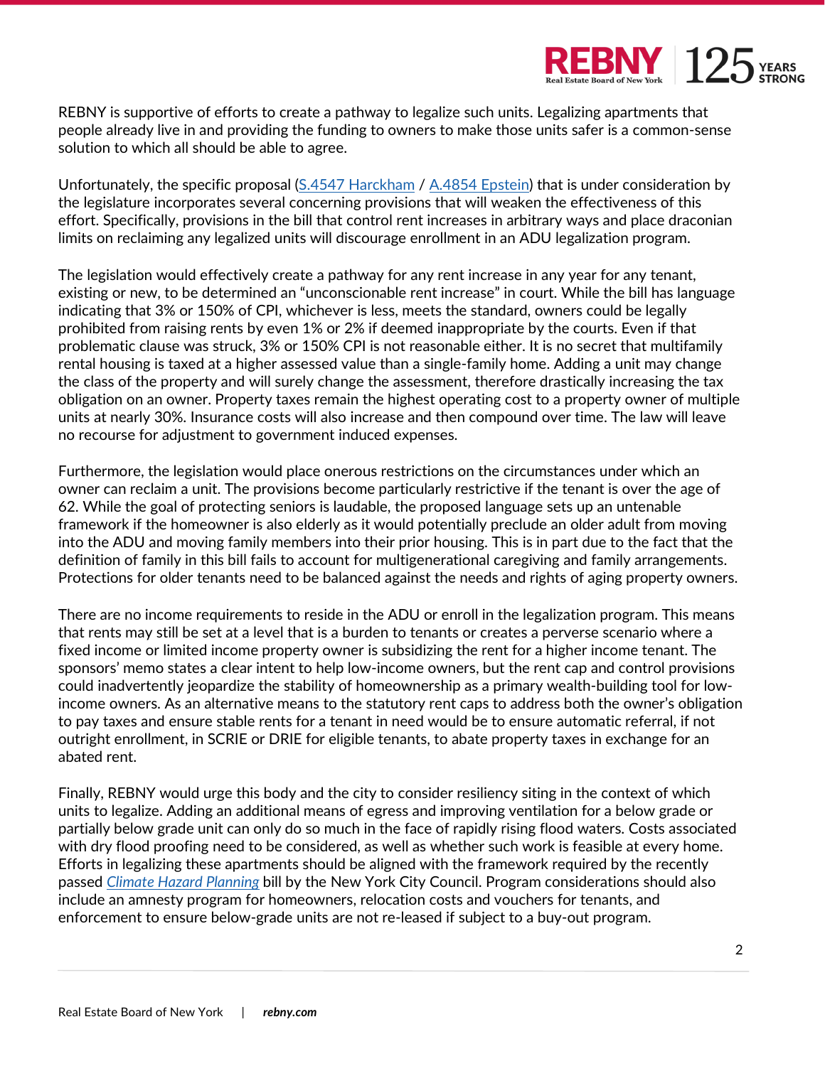REBNY is supportive of efforts to create a pathway to legalize such units. Legalizing apartments that people already live in and providing the funding to owners to make those units safer is a common-sense solution to which all should be able to agree.

Unfortunately, the specific proposal ([S.4547 Harckham](#) / [A.4854 Epstein](#)) that is under consideration by the legislature incorporates several concerning provisions that will weaken the effectiveness of this effort. Specifically, provisions in the bill that control rent increases in arbitrary ways and place draconian limits on reclaiming any legalized units will discourage enrollment in an ADU legalization program.

The legislation would effectively create a pathway for any rent increase in any year for any tenant, existing or new, to be determined an "unconscionable rent increase" in court. While the bill has language indicating that 3% or 150% of CPI, whichever is less, meets the standard, owners could be legally prohibited from raising rents by even 1% or 2% if deemed inappropriate by the courts. Even if that problematic clause was struck, 3% or 150% CPI is not reasonable either. It is no secret that multifamily rental housing is taxed at a higher assessed value than a single-family home. Adding a unit may change the class of the property and will surely change the assessment, therefore drastically increasing the tax obligation on an owner. Property taxes remain the highest operating cost to a property owner of multiple units at nearly 30%. Insurance costs will also increase and then compound over time. The law will leave no recourse for adjustment to government induced expenses.

Furthermore, the legislation would place onerous restrictions on the circumstances under which an owner can reclaim a unit. The provisions become particularly restrictive if the tenant is over the age of 62. While the goal of protecting seniors is laudable, the proposed language sets up an untenable framework if the homeowner is also elderly as it would potentially preclude an older adult from moving into the ADU and moving family members into their prior housing. This is in part due to the fact that the definition of family in this bill fails to account for multigenerational caregiving and family arrangements. Protections for older tenants need to be balanced against the needs and rights of aging property owners.

There are no income requirements to reside in the ADU or enroll in the legalization program. This means that rents may still be set at a level that is a burden to tenants or creates a perverse scenario where a fixed income or limited income property owner is subsidizing the rent for a higher income tenant. The sponsors' memo states a clear intent to help low-income owners, but the rent cap and control provisions could inadvertently jeopardize the stability of homeownership as a primary wealth-building tool for low-income owners. As an alternative means to the statutory rent caps to address both the owner's obligation to pay taxes and ensure stable rents for a tenant in need would be to ensure automatic referral, if not outright enrollment, in SCRIE or DRIE for eligible tenants, to abate property taxes in exchange for an abated rent.

Finally, REBNY would urge this body and the city to consider resiliency siting in the context of which units to legalize. Adding an additional means of egress and improving ventilation for a below grade or partially below grade unit can only do so much in the face of rapidly rising flood waters. Costs associated with dry flood proofing need to be considered, as well as whether such work is feasible at every home. Efforts in legalizing these apartments should be aligned with the framework required by the recently passed *[Climate Hazard Planning](#)* bill by the New York City Council. Program considerations should also include an amnesty program for homeowners, relocation costs and vouchers for tenants, and enforcement to ensure below-grade units are not re-leased if subject to a buy-out program.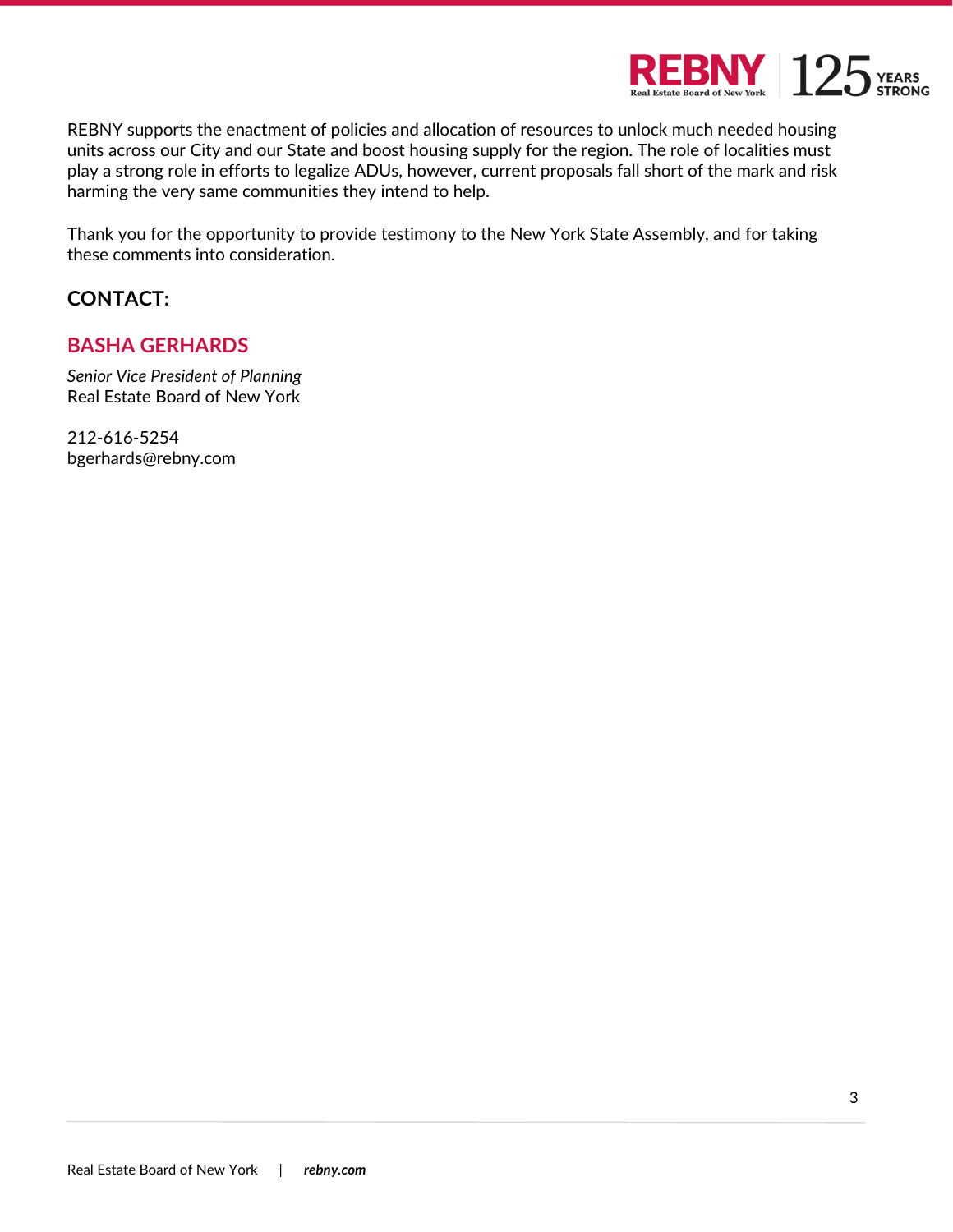REBNY supports the enactment of policies and allocation of resources to unlock much needed housing units across our City and our State and boost housing supply for the region. The role of localities must play a strong role in efforts to legalize ADUs, however, current proposals fall short of the mark and risk harming the very same communities they intend to help.

Thank you for the opportunity to provide testimony to the New York State Assembly, and for taking these comments into consideration.

## CONTACT:

### BASHA GERHARDS

*Senior Vice President of Planning*
Real Estate Board of New York

212-616-5254
bgerhards@rebny.com